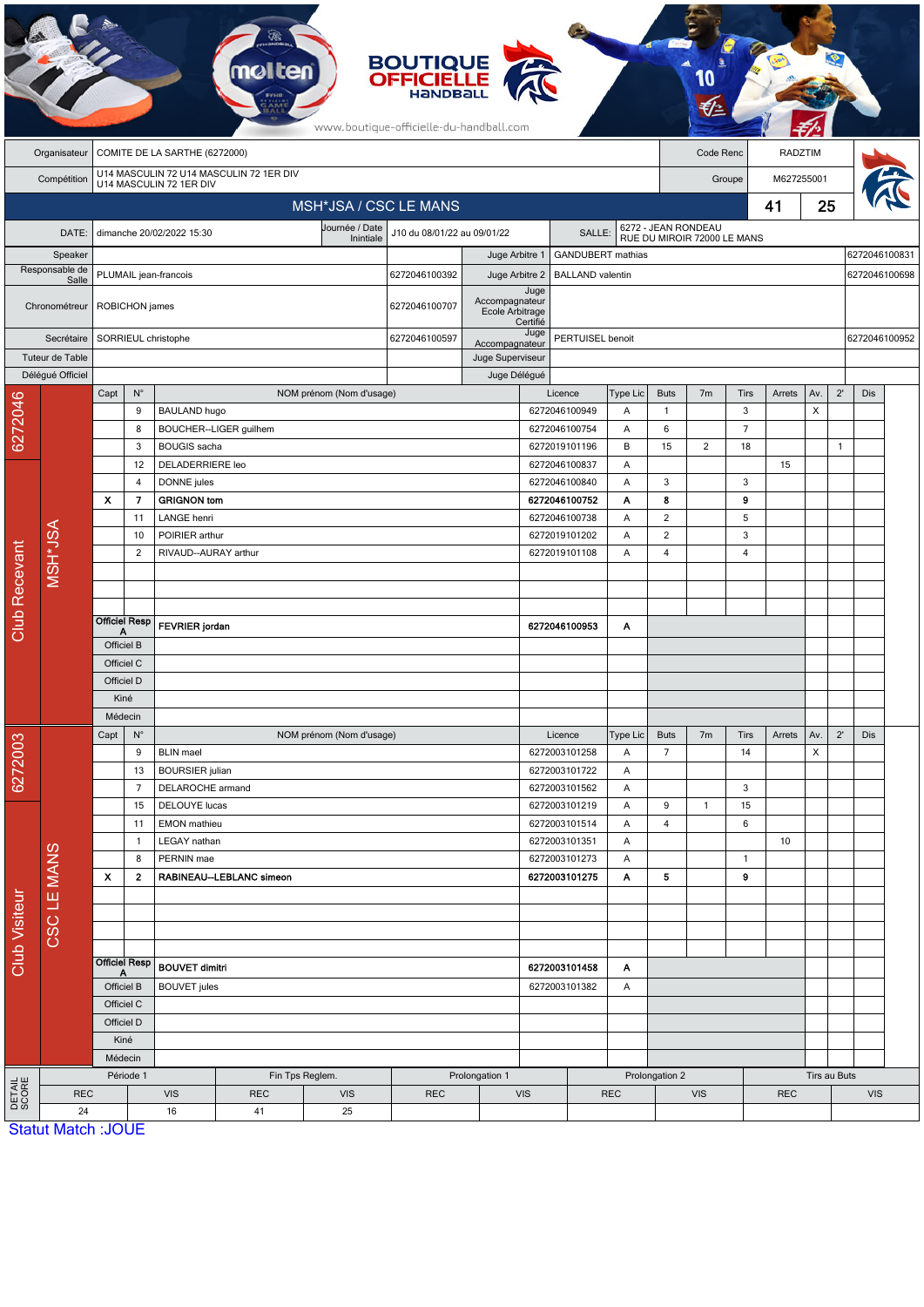BOUTIQUE OFFICIELLE HANDBALL

www.boutique-officielle-du-handball.com

| Organisateur | COMITE DE LA SARTHE (6272000) | Code Renc | RADZTIM |
|---|---|---|---|
| Compétition | U14 MASCULIN 72 U14 MASCULIN 72 1ER DIV U14 MASCULIN 72 1ER DIV | Groupe | M627255001 |

## MSH*JSA / CSC LE MANS — 41 / 25

| DATE: | dimanche 20/02/2022 15:30 | Journée / Date Initiale | J10 du 08/01/22 au 09/01/22 | SALLE: | 6272 - JEAN RONDEAU RUE DU MIROIR 72000 LE MANS |
|---|---|---|---|---|---|

| Fonction | Nom | Licence | Fonction | Nom | Licence |
|---|---|---|---|---|---|
| Speaker | | | Juge Arbitre 1 | GANDUBERT mathias | 6272046100831 |
| Responsable de Salle | PLUMAIL jean-francois | 6272046100392 | Juge Arbitre 2 | BALLAND valentin | 6272046100698 |
| Chronométreur | ROBICHON james | 6272046100707 | Juge Accompagnateur Ecole Arbitrage Certifié | | |
| Secrétaire | SORRIEUL christophe | 6272046100597 | Juge Accompagnateur | PERTUISEL benoit | 6272046100952 |
| Tuteur de Table | | | Juge Superviseur | | |
| Délégué Officiel | | | Juge Délégué | | |

### Club Recevant — 6272046 — MSH*JSA

| Capt | N° | NOM prénom (Nom d'usage) | Licence | Type Lic | Buts | 7m | Tirs | Arrets | Av. | 2' | Dis |
|---|---|---|---|---|---|---|---|---|---|---|---|
| | 9 | BAULAND hugo | 6272046100949 | A | 1 | | 3 | | X | | |
| | 8 | BOUCHER--LIGER guilhem | 6272046100754 | A | 6 | | 7 | | | | |
| | 3 | BOUGIS sacha | 6272019101196 | B | 15 | 2 | 18 | | | 1 | |
| | 12 | DELADERRIERE leo | 6272046100837 | A | | | | 15 | | | |
| | 4 | DONNE jules | 6272046100840 | A | 3 | | 3 | | | | |
| **X** | **7** | **GRIGNON tom** | **6272046100752** | **A** | **8** | | **9** | | | | |
| | 11 | LANGE henri | 6272046100738 | A | 2 | | 5 | | | | |
| | 10 | POIRIER arthur | 6272019101202 | A | 2 | | 3 | | | | |
| | 2 | RIVAUD--AURAY arthur | 6272019101108 | A | 4 | | 4 | | | | |
| Officiel Resp A | | **FEVRIER jordan** | **6272046100953** | **A** | | | | | | | |
| Officiel B | | | | | | | | | | | |
| Officiel C | | | | | | | | | | | |
| Officiel D | | | | | | | | | | | |
| Kiné | | | | | | | | | | | |
| Médecin | | | | | | | | | | | |

### Club Visiteur — 6272003 — CSC LE MANS

| Capt | N° | NOM prénom (Nom d'usage) | Licence | Type Lic | Buts | 7m | Tirs | Arrets | Av. | 2' | Dis |
|---|---|---|---|---|---|---|---|---|---|---|---|
| | 9 | BLIN mael | 6272003101258 | A | 7 | | 14 | | X | | |
| | 13 | BOURSIER julian | 6272003101722 | A | | | | | | | |
| | 7 | DELAROCHE armand | 6272003101562 | A | | | 3 | | | | |
| | 15 | DELOUYE lucas | 6272003101219 | A | 9 | 1 | 15 | | | | |
| | 11 | EMON mathieu | 6272003101514 | A | 4 | | 6 | | | | |
| | 1 | LEGAY nathan | 6272003101351 | A | | | | 10 | | | |
| | 8 | PERNIN mae | 6272003101273 | A | | | 1 | | | | |
| **X** | **2** | **RABINEAU--LEBLANC simeon** | **6272003101275** | **A** | **5** | | **9** | | | | |
| Officiel Resp A | | **BOUVET dimitri** | **6272003101458** | **A** | | | | | | | |
| Officiel B | | BOUVET jules | 6272003101382 | A | | | | | | | |
| Officiel C | | | | | | | | | | | |
| Officiel D | | | | | | | | | | | |
| Kiné | | | | | | | | | | | |
| Médecin | | | | | | | | | | | |

### DETAIL SCORE

| Période 1 | | Fin Tps Reglem. | | Prolongation 1 | | Prolongation 2 | | Tirs au Buts | |
|---|---|---|---|---|---|---|---|---|---|
| REC | VIS | REC | VIS | REC | VIS | REC | VIS | REC | VIS |
| 24 | 16 | 41 | 25 | | | | | | |

Statut Match :JOUE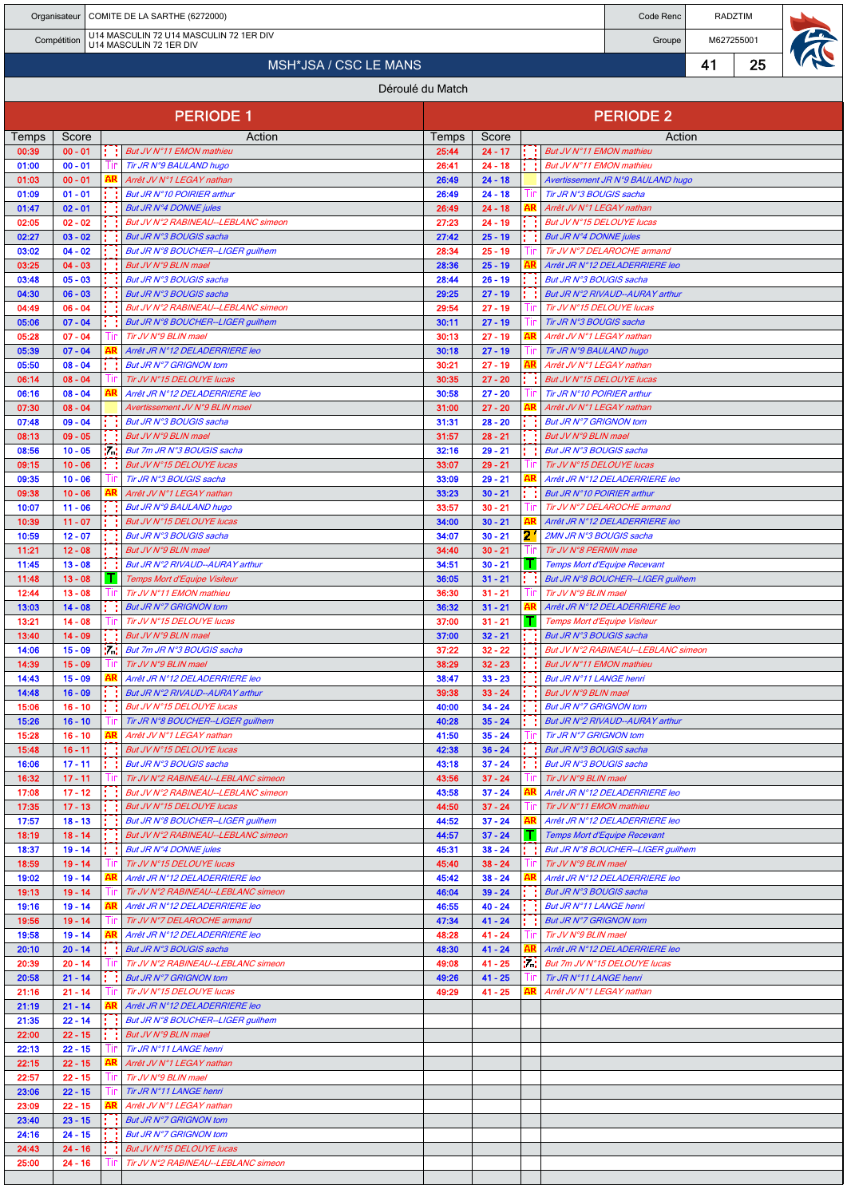| Organisateur | COMITE DE LA SARTHE (6272000) | Code Renc | RADZTIM |
|---|---|---|---|
| Compétition | U14 MASCULIN 72 U14 MASCULIN 72 1ER DIV U14 MASCULIN 72 1ER DIV | Groupe | M627255001 |

## MSH*JSA / CSC LE MANS — 41 / 25

### Déroulé du Match

| Temps | Score | | Action | Temps | Score | | Action |
|---|---|---|---|---|---|---|---|
| **PERIODE 1** | | | | **PERIODE 2** | | | |
| 00:39 | 00 - 01 | | But JV N°11 EMON mathieu | 25:44 | 24 - 17 | | But JV N°11 EMON mathieu |
| 01:00 | 00 - 01 | Tir | Tir JR N°9 BAULAND hugo | 26:41 | 24 - 18 | | But JV N°11 EMON mathieu |
| 01:03 | 00 - 01 | AR | Arrêt JV N°1 LEGAY nathan | 26:49 | 24 - 18 | | Avertissement JR N°9 BAULAND hugo |
| 01:09 | 01 - 01 | | But JR N°10 POIRIER arthur | 26:49 | 24 - 18 | Tir | Tir JR N°3 BOUGIS sacha |
| 01:47 | 02 - 01 | | But JR N°4 DONNE jules | 26:49 | 24 - 18 | AR | Arrêt JV N°1 LEGAY nathan |
| 02:05 | 02 - 02 | | But JV N°2 RABINEAU--LEBLANC simeon | 27:23 | 24 - 19 | | But JV N°15 DELOUYE lucas |
| 02:27 | 03 - 02 | | But JR N°3 BOUGIS sacha | 27:42 | 25 - 19 | | But JR N°4 DONNE jules |
| 03:02 | 04 - 02 | | But JR N°8 BOUCHER--LIGER guilhem | 28:34 | 25 - 19 | Tir | Tir JV N°7 DELAROCHE armand |
| 03:25 | 04 - 03 | | But JV N°9 BLIN mael | 28:36 | 25 - 19 | AR | Arrêt JR N°12 DELADERRIERE leo |
| 03:48 | 05 - 03 | | But JR N°3 BOUGIS sacha | 28:44 | 26 - 19 | | But JR N°3 BOUGIS sacha |
| 04:30 | 06 - 03 | | But JR N°3 BOUGIS sacha | 29:25 | 27 - 19 | | But JR N°2 RIVAUD--AURAY arthur |
| 04:49 | 06 - 04 | | But JV N°2 RABINEAU--LEBLANC simeon | 29:54 | 27 - 19 | Tir | Tir JV N°15 DELOUYE lucas |
| 05:06 | 07 - 04 | | But JR N°8 BOUCHER--LIGER guilhem | 30:11 | 27 - 19 | Tir | Tir JR N°3 BOUGIS sacha |
| 05:28 | 07 - 04 | Tir | Tir JV N°9 BLIN mael | 30:13 | 27 - 19 | AR | Arrêt JV N°1 LEGAY nathan |
| 05:39 | 07 - 04 | AR | Arrêt JR N°12 DELADERRIERE leo | 30:18 | 27 - 19 | Tir | Tir JR N°9 BAULAND hugo |
| 05:50 | 08 - 04 | | But JR N°7 GRIGNON tom | 30:21 | 27 - 19 | AR | Arrêt JV N°1 LEGAY nathan |
| 06:14 | 08 - 04 | Tir | Tir JV N°15 DELOUYE lucas | 30:35 | 27 - 20 | | But JV N°15 DELOUYE lucas |
| 06:16 | 08 - 04 | AR | Arrêt JR N°12 DELADERRIERE leo | 30:58 | 27 - 20 | Tir | Tir JR N°10 POIRIER arthur |
| 07:30 | 08 - 04 | | Avertissement JV N°9 BLIN mael | 31:00 | 27 - 20 | AR | Arrêt JV N°1 LEGAY nathan |
| 07:48 | 09 - 04 | | But JR N°3 BOUGIS sacha | 31:31 | 28 - 20 | | But JR N°7 GRIGNON tom |
| 08:13 | 09 - 05 | | But JV N°9 BLIN mael | 31:57 | 28 - 21 | | But JV N°9 BLIN mael |
| 08:56 | 10 - 05 | 7m | But 7m JR N°3 BOUGIS sacha | 32:16 | 29 - 21 | | But JR N°3 BOUGIS sacha |
| 09:15 | 10 - 06 | | But JV N°15 DELOUYE lucas | 33:07 | 29 - 21 | Tir | Tir JV N°15 DELOUYE lucas |
| 09:35 | 10 - 06 | Tir | Tir JR N°3 BOUGIS sacha | 33:09 | 29 - 21 | AR | Arrêt JR N°12 DELADERRIERE leo |
| 09:38 | 10 - 06 | AR | Arrêt JV N°1 LEGAY nathan | 33:23 | 30 - 21 | | But JR N°10 POIRIER arthur |
| 10:07 | 11 - 06 | | But JR N°9 BAULAND hugo | 33:57 | 30 - 21 | Tir | Tir JV N°7 DELAROCHE armand |
| 10:39 | 11 - 07 | | But JV N°15 DELOUYE lucas | 34:00 | 30 - 21 | AR | Arrêt JR N°12 DELADERRIERE leo |
| 10:59 | 12 - 07 | | But JR N°3 BOUGIS sacha | 34:07 | 30 - 21 | 2' | 2MN JR N°3 BOUGIS sacha |
| 11:21 | 12 - 08 | | But JV N°9 BLIN mael | 34:40 | 30 - 21 | Tir | Tir JV N°8 PERNIN mae |
| 11:45 | 13 - 08 | | But JR N°2 RIVAUD--AURAY arthur | 34:51 | 30 - 21 | T | Temps Mort d'Equipe Recevant |
| 11:48 | 13 - 08 | T | Temps Mort d'Equipe Visiteur | 36:05 | 31 - 21 | | But JR N°8 BOUCHER--LIGER guilhem |
| 12:44 | 13 - 08 | Tir | Tir JV N°11 EMON mathieu | 36:30 | 31 - 21 | Tir | Tir JV N°9 BLIN mael |
| 13:03 | 14 - 08 | | But JR N°7 GRIGNON tom | 36:32 | 31 - 21 | AR | Arrêt JR N°12 DELADERRIERE leo |
| 13:21 | 14 - 08 | Tir | Tir JV N°15 DELOUYE lucas | 37:00 | 31 - 21 | T | Temps Mort d'Equipe Visiteur |
| 13:40 | 14 - 09 | | But JV N°9 BLIN mael | 37:00 | 32 - 21 | | But JR N°3 BOUGIS sacha |
| 14:06 | 15 - 09 | 7m | But 7m JR N°3 BOUGIS sacha | 37:22 | 32 - 22 | | But JV N°2 RABINEAU--LEBLANC simeon |
| 14:39 | 15 - 09 | Tir | Tir JV N°9 BLIN mael | 38:29 | 32 - 23 | | But JV N°11 EMON mathieu |
| 14:43 | 15 - 09 | AR | Arrêt JR N°12 DELADERRIERE leo | 38:47 | 33 - 23 | | But JR N°11 LANGE henri |
| 14:48 | 16 - 09 | | But JR N°2 RIVAUD--AURAY arthur | 39:38 | 33 - 24 | | But JV N°9 BLIN mael |
| 15:06 | 16 - 10 | | But JV N°15 DELOUYE lucas | 40:00 | 34 - 24 | | But JR N°7 GRIGNON tom |
| 15:26 | 16 - 10 | Tir | Tir JR N°8 BOUCHER--LIGER guilhem | 40:28 | 35 - 24 | | But JR N°2 RIVAUD--AURAY arthur |
| 15:28 | 16 - 10 | AR | Arrêt JV N°1 LEGAY nathan | 41:50 | 35 - 24 | Tir | Tir JR N°7 GRIGNON tom |
| 15:48 | 16 - 11 | | But JV N°15 DELOUYE lucas | 42:38 | 36 - 24 | | But JR N°3 BOUGIS sacha |
| 16:06 | 17 - 11 | | But JR N°3 BOUGIS sacha | 43:18 | 37 - 24 | | But JR N°3 BOUGIS sacha |
| 16:32 | 17 - 11 | Tir | Tir JV N°2 RABINEAU--LEBLANC simeon | 43:56 | 37 - 24 | Tir | Tir JV N°9 BLIN mael |
| 17:08 | 17 - 12 | | But JV N°2 RABINEAU--LEBLANC simeon | 43:58 | 37 - 24 | AR | Arrêt JR N°12 DELADERRIERE leo |
| 17:35 | 17 - 13 | | But JV N°15 DELOUYE lucas | 44:50 | 37 - 24 | Tir | Tir JV N°11 EMON mathieu |
| 17:57 | 18 - 13 | | But JR N°8 BOUCHER--LIGER guilhem | 44:52 | 37 - 24 | AR | Arrêt JR N°12 DELADERRIERE leo |
| 18:19 | 18 - 14 | | But JV N°2 RABINEAU--LEBLANC simeon | 44:57 | 37 - 24 | T | Temps Mort d'Equipe Recevant |
| 18:37 | 19 - 14 | | But JR N°4 DONNE jules | 45:31 | 38 - 24 | | But JR N°8 BOUCHER--LIGER guilhem |
| 18:59 | 19 - 14 | Tir | Tir JV N°15 DELOUYE lucas | 45:40 | 38 - 24 | Tir | Tir JV N°9 BLIN mael |
| 19:02 | 19 - 14 | AR | Arrêt JR N°12 DELADERRIERE leo | 45:42 | 38 - 24 | AR | Arrêt JR N°12 DELADERRIERE leo |
| 19:13 | 19 - 14 | Tir | Tir JV N°2 RABINEAU--LEBLANC simeon | 46:04 | 39 - 24 | | But JR N°3 BOUGIS sacha |
| 19:16 | 19 - 14 | AR | Arrêt JR N°12 DELADERRIERE leo | 46:55 | 40 - 24 | | But JR N°11 LANGE henri |
| 19:56 | 19 - 14 | Tir | Tir JV N°7 DELAROCHE armand | 47:34 | 41 - 24 | | But JR N°7 GRIGNON tom |
| 19:58 | 19 - 14 | AR | Arrêt JR N°12 DELADERRIERE leo | 48:28 | 41 - 24 | Tir | Tir JV N°9 BLIN mael |
| 20:10 | 20 - 14 | | But JR N°3 BOUGIS sacha | 48:30 | 41 - 24 | AR | Arrêt JR N°12 DELADERRIERE leo |
| 20:39 | 20 - 14 | Tir | Tir JV N°2 RABINEAU--LEBLANC simeon | 49:08 | 41 - 25 | 7m | But 7m JV N°15 DELOUYE lucas |
| 20:58 | 21 - 14 | | But JR N°7 GRIGNON tom | 49:26 | 41 - 25 | Tir | Tir JR N°11 LANGE henri |
| 21:16 | 21 - 14 | Tir | Tir JV N°15 DELOUYE lucas | 49:29 | 41 - 25 | AR | Arrêt JV N°1 LEGAY nathan |
| 21:19 | 21 - 14 | AR | Arrêt JR N°12 DELADERRIERE leo | | | | |
| 21:35 | 22 - 14 | | But JR N°8 BOUCHER--LIGER guilhem | | | | |
| 22:00 | 22 - 15 | | But JV N°9 BLIN mael | | | | |
| 22:13 | 22 - 15 | Tir | Tir JR N°11 LANGE henri | | | | |
| 22:15 | 22 - 15 | AR | Arrêt JV N°1 LEGAY nathan | | | | |
| 22:57 | 22 - 15 | Tir | Tir JV N°9 BLIN mael | | | | |
| 23:06 | 22 - 15 | Tir | Tir JR N°11 LANGE henri | | | | |
| 23:09 | 22 - 15 | AR | Arrêt JV N°1 LEGAY nathan | | | | |
| 23:40 | 23 - 15 | | But JR N°7 GRIGNON tom | | | | |
| 24:16 | 24 - 15 | | But JR N°7 GRIGNON tom | | | | |
| 24:43 | 24 - 16 | | But JV N°15 DELOUYE lucas | | | | |
| 25:00 | 24 - 16 | Tir | Tir JV N°2 RABINEAU--LEBLANC simeon | | | | |